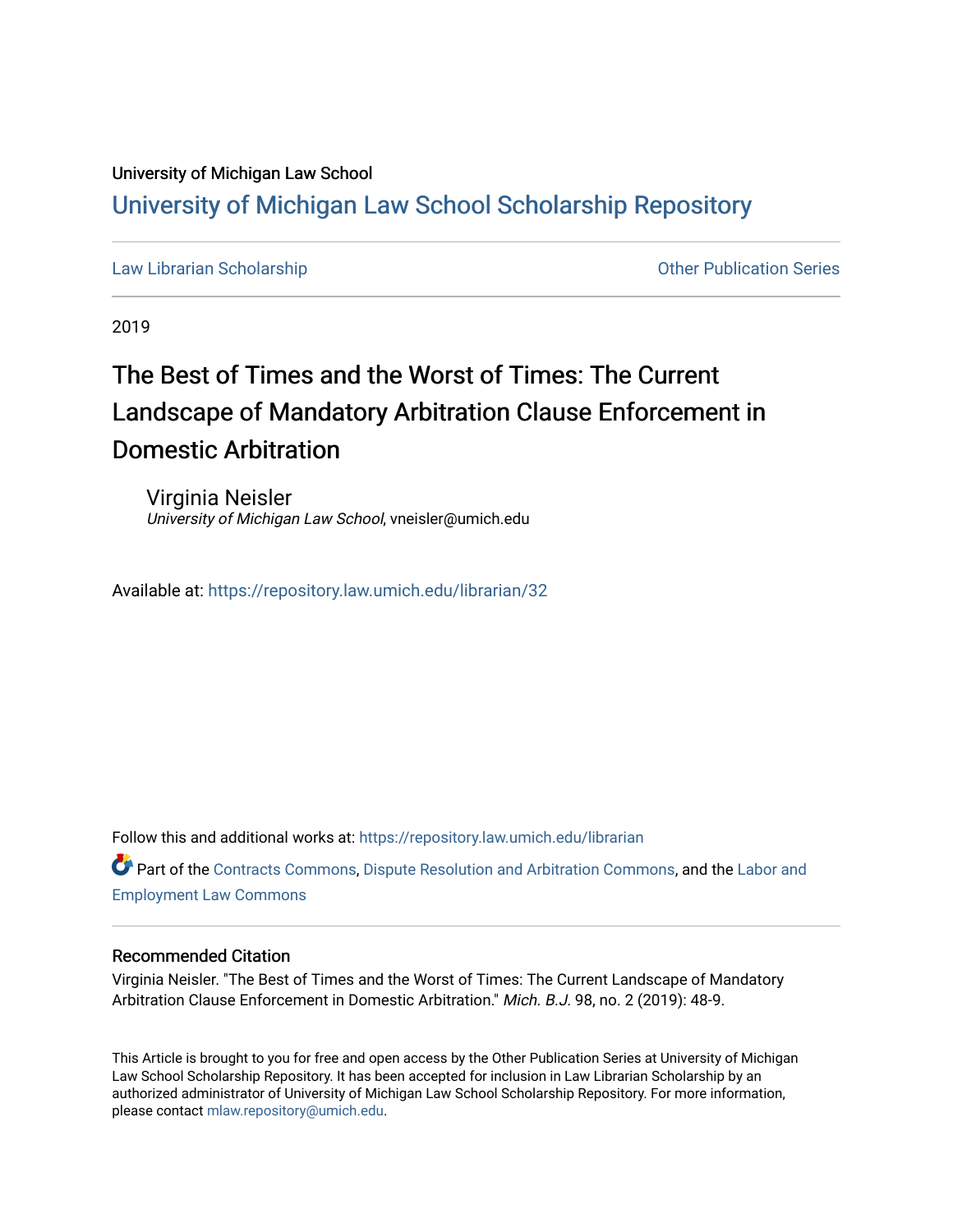University of Michigan Law School

# University of Michigan Law School Scholarship Repository

Law Librarian Scholarship | Other Publication Series

2019

## The Best of Times and the Worst of Times: The Current Landscape of Mandatory Arbitration Clause Enforcement in Domestic Arbitration

Virginia Neisler
*University of Michigan Law School*, vneisler@umich.edu

Available at: https://repository.law.umich.edu/librarian/32

Follow this and additional works at: https://repository.law.umich.edu/librarian

Part of the Contracts Commons, Dispute Resolution and Arbitration Commons, and the Labor and Employment Law Commons

### Recommended Citation

Virginia Neisler. "The Best of Times and the Worst of Times: The Current Landscape of Mandatory Arbitration Clause Enforcement in Domestic Arbitration." *Mich. B.J.* 98, no. 2 (2019): 48-9.

This Article is brought to you for free and open access by the Other Publication Series at University of Michigan Law School Scholarship Repository. It has been accepted for inclusion in Law Librarian Scholarship by an authorized administrator of University of Michigan Law School Scholarship Repository. For more information, please contact mlaw.repository@umich.edu.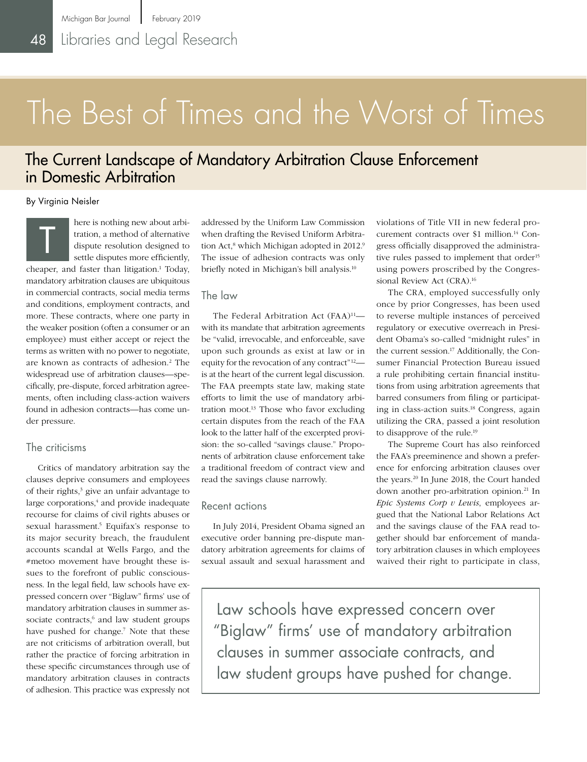# The Best of Times and the Worst of Times

## The Current Landscape of Mandatory Arbitration Clause Enforcement in Domestic Arbitration

By Virginia Neisler

There is nothing new about arbitration, a method of alternative dispute resolution designed to settle disputes more efficiently, cheaper, and faster than litigation.[1] Today, mandatory arbitration clauses are ubiquitous in commercial contracts, social media terms and conditions, employment contracts, and more. These contracts, where one party in the weaker position (often a consumer or an employee) must either accept or reject the terms as written with no power to negotiate, are known as contracts of adhesion.[2] The widespread use of arbitration clauses—specifically, pre-dispute, forced arbitration agreements, often including class-action waivers found in adhesion contracts—has come under pressure.

### The criticisms

Critics of mandatory arbitration say the clauses deprive consumers and employees of their rights,[3] give an unfair advantage to large corporations,[4] and provide inadequate recourse for claims of civil rights abuses or sexual harassment.[5] Equifax's response to its major security breach, the fraudulent accounts scandal at Wells Fargo, and the #metoo movement have brought these issues to the forefront of public consciousness. In the legal field, law schools have expressed concern over "Biglaw" firms' use of mandatory arbitration clauses in summer associate contracts,[6] and law student groups have pushed for change.[7] Note that these are not criticisms of arbitration overall, but rather the practice of forcing arbitration in these specific circumstances through use of mandatory arbitration clauses in contracts of adhesion. This practice was expressly not addressed by the Uniform Law Commission when drafting the Revised Uniform Arbitration Act,[8] which Michigan adopted in 2012.[9] The issue of adhesion contracts was only briefly noted in Michigan's bill analysis.[10]

### The law

The Federal Arbitration Act (FAA)[11]—with its mandate that arbitration agreements be "valid, irrevocable, and enforceable, save upon such grounds as exist at law or in equity for the revocation of any contract"[12]—is at the heart of the current legal discussion. The FAA preempts state law, making state efforts to limit the use of mandatory arbitration moot.[13] Those who favor excluding certain disputes from the reach of the FAA look to the latter half of the excerpted provision: the so-called "savings clause." Proponents of arbitration clause enforcement take a traditional freedom of contract view and read the savings clause narrowly.

### Recent actions

In July 2014, President Obama signed an executive order banning pre-dispute mandatory arbitration agreements for claims of sexual assault and sexual harassment and violations of Title VII in new federal procurement contracts over $1 million.[14] Congress officially disapproved the administrative rules passed to implement that order[15] using powers proscribed by the Congressional Review Act (CRA).[16]

The CRA, employed successfully only once by prior Congresses, has been used to reverse multiple instances of perceived regulatory or executive overreach in President Obama's so-called "midnight rules" in the current session.[17] Additionally, the Consumer Financial Protection Bureau issued a rule prohibiting certain financial institutions from using arbitration agreements that barred consumers from filing or participating in class-action suits.[18] Congress, again utilizing the CRA, passed a joint resolution to disapprove of the rule.[19]

The Supreme Court has also reinforced the FAA's preeminence and shown a preference for enforcing arbitration clauses over the years.[20] In June 2018, the Court handed down another pro-arbitration opinion.[21] In *Epic Systems Corp v Lewis*, employees argued that the National Labor Relations Act and the savings clause of the FAA read together should bar enforcement of mandatory arbitration clauses in which employees waived their right to participate in class,

> Law schools have expressed concern over "Biglaw" firms' use of mandatory arbitration clauses in summer associate contracts, and law student groups have pushed for change.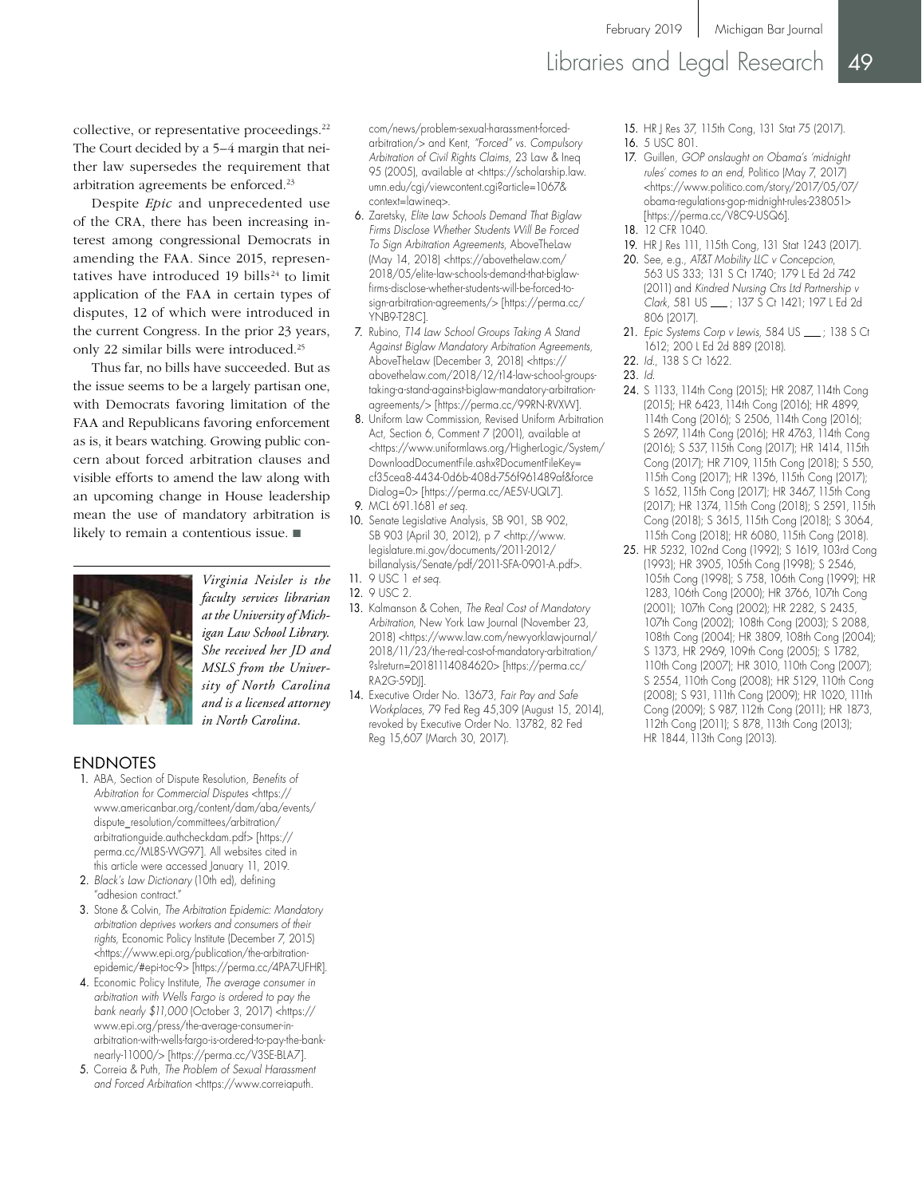collective, or representative proceedings.[22] The Court decided by a 5–4 margin that neither law supersedes the requirement that arbitration agreements be enforced.[23]

Despite *Epic* and unprecedented use of the CRA, there has been increasing interest among congressional Democrats in amending the FAA. Since 2015, representatives have introduced 19 bills[24] to limit application of the FAA in certain types of disputes, 12 of which were introduced in the current Congress. In the prior 23 years, only 22 similar bills were introduced.[25]

Thus far, no bills have succeeded. But as the issue seems to be a largely partisan one, with Democrats favoring limitation of the FAA and Republicans favoring enforcement as is, it bears watching. Growing public concern about forced arbitration clauses and visible efforts to amend the law along with an upcoming change in House leadership mean the use of mandatory arbitration is likely to remain a contentious issue. ■

*Virginia Neisler is the faculty services librarian at the University of Michigan Law School Library. She received her JD and MSLS from the University of North Carolina and is a licensed attorney in North Carolina.*

## ENDNOTES

1. ABA, Section of Dispute Resolution, *Benefits of Arbitration for Commercial Disputes* <https://www.americanbar.org/content/dam/aba/events/dispute_resolution/committees/arbitration/arbitrationguide.authcheckdam.pdf> [https://perma.cc/ML8S-WG97]. All websites cited in this article were accessed January 11, 2019.
2. *Black's Law Dictionary* (10th ed), defining "adhesion contract."
3. Stone & Colvin, *The Arbitration Epidemic: Mandatory arbitration deprives workers and consumers of their rights*, Economic Policy Institute (December 7, 2015) <https://www.epi.org/publication/the-arbitration-epidemic/#epi-toc-9> [https://perma.cc/4PA7-UFHR].
4. Economic Policy Institute, *The average consumer in arbitration with Wells Fargo is ordered to pay the bank nearly $11,000* (October 3, 2017) <https://www.epi.org/press/the-average-consumer-in-arbitration-with-wells-fargo-is-ordered-to-pay-the-bank-nearly-11000/> [https://perma.cc/V3SE-BLA7].
5. Correia & Puth, *The Problem of Sexual Harassment and Forced Arbitration* <https://www.correiaputh.com/news/problem-sexual-harassment-forced-arbitration/> and Kent, *"Forced" vs. Compulsory Arbitration of Civil Rights Claims*, 23 Law & Ineq 95 (2005), available at <https://scholarship.law.umn.edu/cgi/viewcontent.cgi?article=1067&context=lawineq>.
6. Zaretsky, *Elite Law Schools Demand That Biglaw Firms Disclose Whether Students Will Be Forced To Sign Arbitration Agreements*, AboveTheLaw (May 14, 2018) <https://abovethelaw.com/2018/05/elite-law-schools-demand-that-biglaw-firms-disclose-whether-students-will-be-forced-to-sign-arbitration-agreements/> [https://perma.cc/YNB9-T28C].
7. Rubino, *T14 Law School Groups Taking A Stand Against Biglaw Mandatory Arbitration Agreements*, AboveTheLaw (December 3, 2018) <https://abovethelaw.com/2018/12/t14-law-school-groups-taking-a-stand-against-biglaw-mandatory-arbitration-agreements/> [https://perma.cc/99RN-RVXW].
8. Uniform Law Commission, Revised Uniform Arbitration Act, Section 6, Comment 7 (2001), available at <https://www.uniformlaws.org/HigherLogic/System/DownloadDocumentFile.ashx?DocumentFileKey=cf35cea8-4434-0d6b-408d-756f961489af&forceDialog=0> [https://perma.cc/AE5V-UQL7].
9. MCL 691.1681 *et seq.*
10. Senate Legislative Analysis, SB 901, SB 902, SB 903 (April 30, 2012), p 7 <http://www.legislature.mi.gov/documents/2011-2012/billanalysis/Senate/pdf/2011-SFA-0901-A.pdf>.
11. 9 USC 1 *et seq.*
12. 9 USC 2.
13. Kalmanson & Cohen, *The Real Cost of Mandatory Arbitration*, New York Law Journal (November 23, 2018) <https://www.law.com/newyorklawjournal/2018/11/23/the-real-cost-of-mandatory-arbitration/?slreturn=20181114084620> [https://perma.cc/RA2G-59DJ].
14. Executive Order No. 13673, *Fair Pay and Safe Workplaces*, 79 Fed Reg 45,309 (August 15, 2014), revoked by Executive Order No. 13782, 82 Fed Reg 15,607 (March 30, 2017).
15. HR J Res 37, 115th Cong, 131 Stat 75 (2017).
16. 5 USC 801.
17. Guillen, *GOP onslaught on Obama's 'midnight rules' comes to an end*, Politico (May 7, 2017) <https://www.politico.com/story/2017/05/07/obama-regulations-gop-midnight-rules-238051> [https://perma.cc/V8C9-USQ6].
18. 12 CFR 1040.
19. HR J Res 111, 115th Cong, 131 Stat 1243 (2017).
20. See, e.g., *AT&T Mobility LLC v Concepcion*, 563 US 333; 131 S Ct 1740; 179 L Ed 2d 742 (2011) and *Kindred Nursing Ctrs Ltd Partnership v Clark*, 581 US ___; 137 S Ct 1421; 197 L Ed 2d 806 (2017).
21. *Epic Systems Corp v Lewis*, 584 US ___; 138 S Ct 1612; 200 L Ed 2d 889 (2018).
22. *Id.*, 138 S Ct 1622.
23. *Id.*
24. S 1133, 114th Cong (2015); HR 2087, 114th Cong (2015); HR 6423, 114th Cong (2016); HR 4899, 114th Cong (2016); S 2506, 114th Cong (2016); S 2697, 114th Cong (2016); HR 4763, 114th Cong (2016); S 537, 115th Cong (2017); HR 1414, 115th Cong (2017); HR 7109, 115th Cong (2018); S 550, 115th Cong (2017); HR 1396, 115th Cong (2017); S 1652, 115th Cong (2017); HR 3467, 115th Cong (2017); HR 1374, 115th Cong (2018); S 2591, 115th Cong (2018); S 3615, 115th Cong (2018); S 3064, 115th Cong (2018); HR 6080, 115th Cong (2018).
25. HR 5232, 102nd Cong (1992); S 1619, 103rd Cong (1993); HR 3905, 105th Cong (1998); S 2546, 105th Cong (1998); S 758, 106th Cong (1999); HR 1283, 106th Cong (2000); HR 3766, 107th Cong (2001); 107th Cong (2002); HR 2282, S 2435, 107th Cong (2002); 108th Cong (2003); S 2088, 108th Cong (2004); HR 3809, 108th Cong (2004); S 1373, HR 2969, 109th Cong (2005); S 1782, 110th Cong (2007); HR 3010, 110th Cong (2007); S 2554, 110th Cong (2008); HR 5129, 110th Cong (2008); S 931, 111th Cong (2009); HR 1020, 111th Cong (2009); S 987, 112th Cong (2011); HR 1873, 112th Cong (2011); S 878, 113th Cong (2013); HR 1844, 113th Cong (2013).